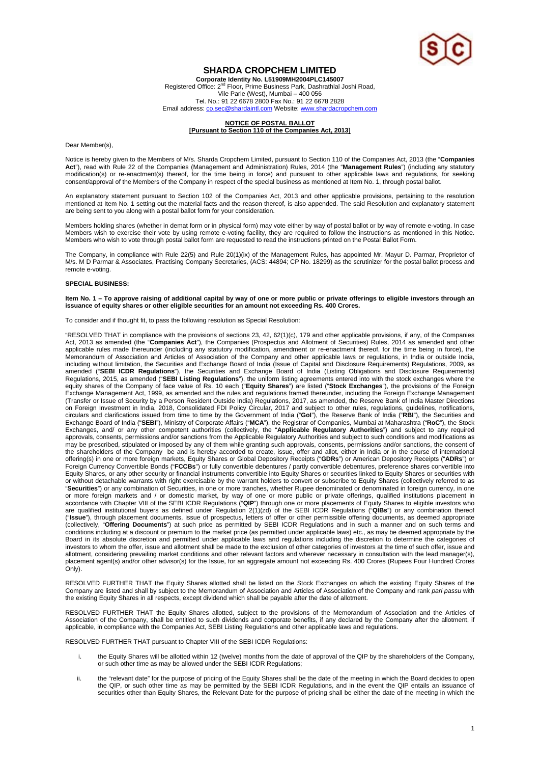# SHARDA CROPCHEM LIMITED

**Corporate Identity No. L51909MH2004PLC145007**
Registered Office: 2nd Floor, Prime Business Park, Dashrathlal Joshi Road, Vile Parle (West), Mumbai – 400 056
Tel. No.: 91 22 6678 2800 Fax No.: 91 22 6678 2828
Email address: co.sec@shardaintl.com Website: www.shardacropchem.com

**NOTICE OF POSTAL BALLOT**
**[Pursuant to Section 110 of the Companies Act, 2013]**

Dear Member(s),

Notice is hereby given to the Members of M/s. Sharda Cropchem Limited, pursuant to Section 110 of the Companies Act, 2013 (the "**Companies Act**"), read with Rule 22 of the Companies (Management and Administration) Rules, 2014 (the "**Management Rules**") (including any statutory modification(s) or re-enactment(s) thereof, for the time being in force) and pursuant to other applicable laws and regulations, for seeking consent/approval of the Members of the Company in respect of the special business as mentioned at Item No. 1, through postal ballot.

An explanatory statement pursuant to Section 102 of the Companies Act, 2013 and other applicable provisions, pertaining to the resolution mentioned at Item No. 1 setting out the material facts and the reason thereof, is also appended. The said Resolution and explanatory statement are being sent to you along with a postal ballot form for your consideration.

Members holding shares (whether in demat form or in physical form) may vote either by way of postal ballot or by way of remote e-voting. In case Members wish to exercise their vote by using remote e-voting facility, they are required to follow the instructions as mentioned in this Notice. Members who wish to vote through postal ballot form are requested to read the instructions printed on the Postal Ballot Form.

The Company, in compliance with Rule 22(5) and Rule 20(1)(ix) of the Management Rules, has appointed Mr. Mayur D. Parmar, Proprietor of M/s. M D Parmar & Associates, Practising Company Secretaries, (ACS: 44894; CP No. 18299) as the scrutinizer for the postal ballot process and remote e-voting.

**SPECIAL BUSINESS:**

**Item No. 1 – To approve raising of additional capital by way of one or more public or private offerings to eligible investors through an issuance of equity shares or other eligible securities for an amount not exceeding Rs. 400 Crores.**

To consider and if thought fit, to pass the following resolution as Special Resolution:

"RESOLVED THAT in compliance with the provisions of sections 23, 42, 62(1)(c), 179 and other applicable provisions, if any, of the Companies Act, 2013 as amended (the "**Companies Act**"), the Companies (Prospectus and Allotment of Securities) Rules, 2014 as amended and other applicable rules made thereunder (including any statutory modification, amendment or re-enactment thereof, for the time being in force), the Memorandum of Association and Articles of Association of the Company and other applicable laws or regulations, in India or outside India, including without limitation, the Securities and Exchange Board of India (Issue of Capital and Disclosure Requirements) Regulations, 2009, as amended ("**SEBI ICDR Regulations**"), the Securities and Exchange Board of India (Listing Obligations and Disclosure Requirements) Regulations, 2015, as amended ("**SEBI Listing Regulations**"), the uniform listing agreements entered into with the stock exchanges where the equity shares of the Company of face value of Rs. 10 each ("**Equity Shares**") are listed ("**Stock Exchanges**"), the provisions of the Foreign Exchange Management Act, 1999, as amended and the rules and regulations framed thereunder, including the Foreign Exchange Management (Transfer or Issue of Security by a Person Resident Outside India) Regulations, 2017, as amended, the Reserve Bank of India Master Directions on Foreign Investment in India, 2018, Consolidated FDI Policy Circular, 2017 and subject to other rules, regulations, guidelines, notifications, circulars and clarifications issued from time to time by the Government of India ("**GoI**"), the Reserve Bank of India ("**RBI**"), the Securities and Exchange Board of India ("**SEBI**"), Ministry of Corporate Affairs ("**MCA**"), the Registrar of Companies, Mumbai at Maharashtra ("**RoC**"), the Stock Exchanges, and/ or any other competent authorities (collectively, the "**Applicable Regulatory Authorities**") and subject to any required approvals, consents, permissions and/or sanctions from the Applicable Regulatory Authorities and subject to such conditions and modifications as may be prescribed, stipulated or imposed by any of them while granting such approvals, consents, permissions and/or sanctions, the consent of the shareholders of the Company be and is hereby accorded to create, issue, offer and allot, either in India or in the course of international offering(s) in one or more foreign markets, Equity Shares or Global Depository Receipts ("**GDRs**") or American Depository Receipts ("**ADRs**") or Foreign Currency Convertible Bonds ("**FCCBs**") or fully convertible debentures / partly convertible debentures, preference shares convertible into Equity Shares, or any other security or financial instruments convertible into Equity Shares or securities linked to Equity Shares or securities with or without detachable warrants with right exercisable by the warrant holders to convert or subscribe to Equity Shares (collectively referred to as "**Securities**") or any combination of Securities, in one or more tranches, whether Rupee denominated or denominated in foreign currency, in one or more foreign markets and / or domestic market, by way of one or more public or private offerings, qualified institutions placement in accordance with Chapter VIII of the SEBI ICDR Regulations ("**QIP**") through one or more placements of Equity Shares to eligible investors who are qualified institutional buyers as defined under Regulation 2(1)(zd) of the SEBI ICDR Regulations ("**QIBs**") or any combination thereof ("**Issue**"), through placement documents, issue of prospectus, letters of offer or other permissible offering documents, as deemed appropriate (collectively, "**Offering Documents**") at such price as permitted by SEBI ICDR Regulations and in such a manner and on such terms and conditions including at a discount or premium to the market price (as permitted under applicable laws) etc., as may be deemed appropriate by the Board in its absolute discretion and permitted under applicable laws and regulations including the discretion to determine the categories of investors to whom the offer, issue and allotment shall be made to the exclusion of other categories of investors at the time of such offer, issue and allotment, considering prevailing market conditions and other relevant factors and wherever necessary in consultation with the lead manager(s), placement agent(s) and/or other advisor(s) for the Issue, for an aggregate amount not exceeding Rs. 400 Crores (Rupees Four Hundred Crores Only).

RESOLVED FURTHER THAT the Equity Shares allotted shall be listed on the Stock Exchanges on which the existing Equity Shares of the Company are listed and shall by subject to the Memorandum of Association and Articles of Association of the Company and rank *pari passu* with the existing Equity Shares in all respects, except dividend which shall be payable after the date of allotment.

RESOLVED FURTHER THAT the Equity Shares allotted, subject to the provisions of the Memorandum of Association and the Articles of Association of the Company, shall be entitled to such dividends and corporate benefits, if any declared by the Company after the allotment, if applicable, in compliance with the Companies Act, SEBI Listing Regulations and other applicable laws and regulations.

RESOLVED FURTHER THAT pursuant to Chapter VIII of the SEBI ICDR Regulations:

i. the Equity Shares will be allotted within 12 (twelve) months from the date of approval of the QIP by the shareholders of the Company, or such other time as may be allowed under the SEBI ICDR Regulations;

ii. the "relevant date" for the purpose of pricing of the Equity Shares shall be the date of the meeting in which the Board decides to open the QIP, or such other time as may be permitted by the SEBI ICDR Regulations, and in the event the QIP entails an issuance of securities other than Equity Shares, the Relevant Date for the purpose of pricing shall be either the date of the meeting in which the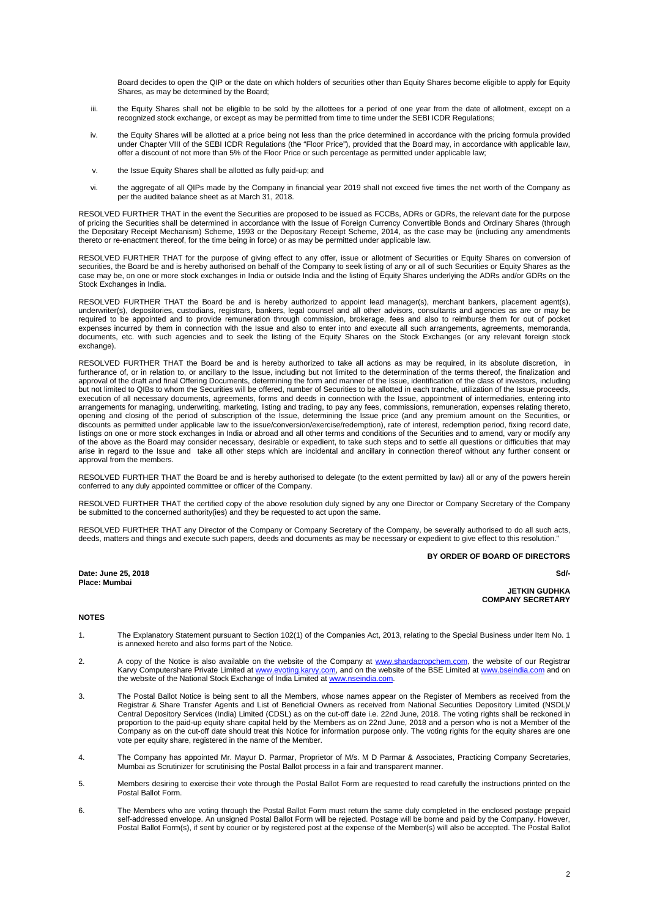Board decides to open the QIP or the date on which holders of securities other than Equity Shares become eligible to apply for Equity Shares, as may be determined by the Board;

iii. the Equity Shares shall not be eligible to be sold by the allottees for a period of one year from the date of allotment, except on a recognized stock exchange, or except as may be permitted from time to time under the SEBI ICDR Regulations;

iv. the Equity Shares will be allotted at a price being not less than the price determined in accordance with the pricing formula provided under Chapter VIII of the SEBI ICDR Regulations (the "Floor Price"), provided that the Board may, in accordance with applicable law, offer a discount of not more than 5% of the Floor Price or such percentage as permitted under applicable law;

v. the Issue Equity Shares shall be allotted as fully paid-up; and

vi. the aggregate of all QIPs made by the Company in financial year 2019 shall not exceed five times the net worth of the Company as per the audited balance sheet as at March 31, 2018.

RESOLVED FURTHER THAT in the event the Securities are proposed to be issued as FCCBs, ADRs or GDRs, the relevant date for the purpose of pricing the Securities shall be determined in accordance with the Issue of Foreign Currency Convertible Bonds and Ordinary Shares (through the Depositary Receipt Mechanism) Scheme, 1993 or the Depositary Receipt Scheme, 2014, as the case may be (including any amendments thereto or re-enactment thereof, for the time being in force) or as may be permitted under applicable law.

RESOLVED FURTHER THAT for the purpose of giving effect to any offer, issue or allotment of Securities or Equity Shares on conversion of securities, the Board be and is hereby authorised on behalf of the Company to seek listing of any or all of such Securities or Equity Shares as the case may be, on one or more stock exchanges in India or outside India and the listing of Equity Shares underlying the ADRs and/or GDRs on the Stock Exchanges in India.

RESOLVED FURTHER THAT the Board be and is hereby authorized to appoint lead manager(s), merchant bankers, placement agent(s), underwriter(s), depositories, custodians, registrars, bankers, legal counsel and all other advisors, consultants and agencies as are or may be required to be appointed and to provide remuneration through commission, brokerage, fees and also to reimburse them for out of pocket expenses incurred by them in connection with the Issue and also to enter into and execute all such arrangements, agreements, memoranda, documents, etc. with such agencies and to seek the listing of the Equity Shares on the Stock Exchanges (or any relevant foreign stock exchange).

RESOLVED FURTHER THAT the Board be and is hereby authorized to take all actions as may be required, in its absolute discretion, in furtherance of, or in relation to, or ancillary to the Issue, including but not limited to the determination of the terms thereof, the finalization and approval of the draft and final Offering Documents, determining the form and manner of the Issue, identification of the class of investors, including but not limited to QIBs to whom the Securities will be offered, number of Securities to be allotted in each tranche, utilization of the Issue proceeds, execution of all necessary documents, agreements, forms and deeds in connection with the Issue, appointment of intermediaries, entering into arrangements for managing, underwriting, marketing, listing and trading, to pay any fees, commissions, remuneration, expenses relating thereto, opening and closing of the period of subscription of the Issue, determining the Issue price (and any premium amount on the Securities, or discounts as permitted under applicable law to the issue/conversion/exercise/redemption), rate of interest, redemption period, fixing record date, listings on one or more stock exchanges in India or abroad and all other terms and conditions of the Securities and to amend, vary or modify any of the above as the Board may consider necessary, desirable or expedient, to take such steps and to settle all questions or difficulties that may arise in regard to the Issue and take all other steps which are incidental and ancillary in connection thereof without any further consent or approval from the members.

RESOLVED FURTHER THAT the Board be and is hereby authorised to delegate (to the extent permitted by law) all or any of the powers herein conferred to any duly appointed committee or officer of the Company.

RESOLVED FURTHER THAT the certified copy of the above resolution duly signed by any one Director or Company Secretary of the Company be submitted to the concerned authority(ies) and they be requested to act upon the same.

RESOLVED FURTHER THAT any Director of the Company or Company Secretary of the Company, be severally authorised to do all such acts, deeds, matters and things and execute such papers, deeds and documents as may be necessary or expedient to give effect to this resolution."

**BY ORDER OF BOARD OF DIRECTORS**

**Date: June 25, 2018**
**Place: Mumbai**

**Sd/-**

**JETKIN GUDHKA**
**COMPANY SECRETARY**

**NOTES**

1. The Explanatory Statement pursuant to Section 102(1) of the Companies Act, 2013, relating to the Special Business under Item No. 1 is annexed hereto and also forms part of the Notice.

2. A copy of the Notice is also available on the website of the Company at www.shardacropchem.com, the website of our Registrar Karvy Computershare Private Limited at www.evoting.karvy.com, and on the website of the BSE Limited at www.bseindia.com and on the website of the National Stock Exchange of India Limited at www.nseindia.com.

3. The Postal Ballot Notice is being sent to all the Members, whose name appear on the Register of Members as received from the Registrar & Share Transfer Agents and List of Beneficial Owners as received from National Securities Depository Limited (NSDL)/ Central Depository Services (India) Limited (CDSL) as on the cut-off date i.e. 22nd June, 2018. The voting rights shall be reckoned in proportion to the paid-up equity share capital held by the Members as on 22nd June, 2018 and a person who is not a Member of the Company as on the cut-off date should treat this Notice for information purpose only. The voting rights for the equity shares are one vote per equity share, registered in the name of the Member.

4. The Company has appointed Mr. Mayur D. Parmar, Proprietor of M/s. M D Parmar & Associates, Practicing Company Secretaries, Mumbai as Scrutinizer for scrutinising the Postal Ballot process in a fair and transparent manner.

5. Members desiring to exercise their vote through the Postal Ballot Form are requested to read carefully the instructions printed on the Postal Ballot Form.

6. The Members who are voting through the Postal Ballot Form must return the same duly completed in the enclosed postage prepaid self-addressed envelope. An unsigned Postal Ballot Form will be rejected. Postage will be borne and paid by the Company. However, Postal Ballot Form(s), if sent by courier or by registered post at the expense of the Member(s) will also be accepted. The Postal Ballot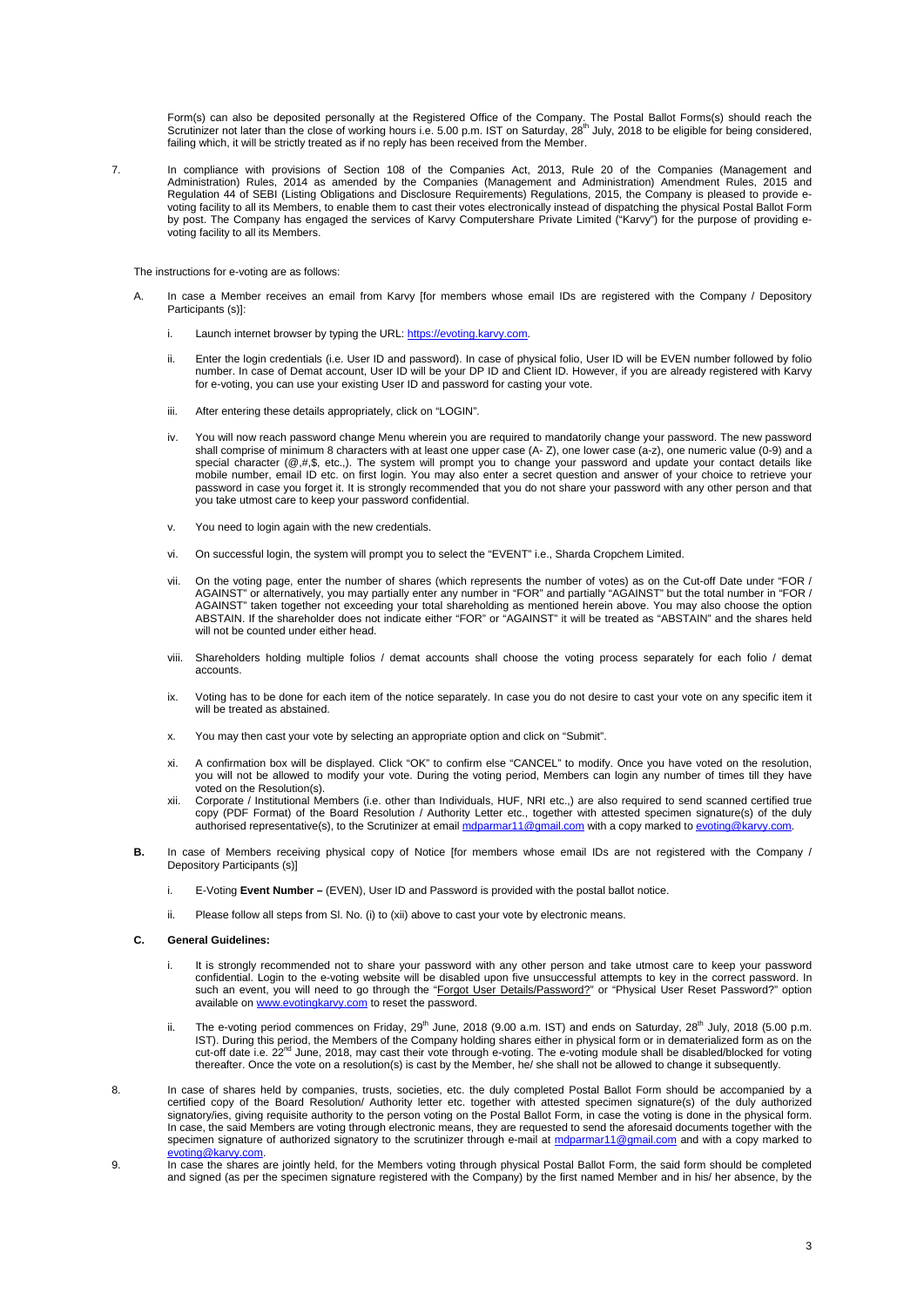Form(s) can also be deposited personally at the Registered Office of the Company. The Postal Ballot Forms(s) should reach the Scrutinizer not later than the close of working hours i.e. 5.00 p.m. IST on Saturday, 28th July, 2018 to be eligible for being considered, failing which, it will be strictly treated as if no reply has been received from the Member.

7. In compliance with provisions of Section 108 of the Companies Act, 2013, Rule 20 of the Companies (Management and Administration) Rules, 2014 as amended by the Companies (Management and Administration) Amendment Rules, 2015 and Regulation 44 of SEBI (Listing Obligations and Disclosure Requirements) Regulations, 2015, the Company is pleased to provide e-voting facility to all its Members, to enable them to cast their votes electronically instead of dispatching the physical Postal Ballot Form by post. The Company has engaged the services of Karvy Computershare Private Limited ("Karvy") for the purpose of providing e-voting facility to all its Members.

The instructions for e-voting are as follows:

A. In case a Member receives an email from Karvy [for members whose email IDs are registered with the Company / Depository Participants (s)]:

   i. Launch internet browser by typing the URL: https://evoting.karvy.com.

   ii. Enter the login credentials (i.e. User ID and password). In case of physical folio, User ID will be EVEN number followed by folio number. In case of Demat account, User ID will be your DP ID and Client ID. However, if you are already registered with Karvy for e-voting, you can use your existing User ID and password for casting your vote.

   iii. After entering these details appropriately, click on "LOGIN".

   iv. You will now reach password change Menu wherein you are required to mandatorily change your password. The new password shall comprise of minimum 8 characters with at least one upper case (A- Z), one lower case (a-z), one numeric value (0-9) and a special character (@,#,$, etc.,). The system will prompt you to change your password and update your contact details like mobile number, email ID etc. on first login. You may also enter a secret question and answer of your choice to retrieve your password in case you forget it. It is strongly recommended that you do not share your password with any other person and that you take utmost care to keep your password confidential.

   v. You need to login again with the new credentials.

   vi. On successful login, the system will prompt you to select the "EVENT" i.e., Sharda Cropchem Limited.

   vii. On the voting page, enter the number of shares (which represents the number of votes) as on the Cut-off Date under "FOR / AGAINST" or alternatively, you may partially enter any number in "FOR" and partially "AGAINST" but the total number in "FOR / AGAINST" taken together not exceeding your total shareholding as mentioned herein above. You may also choose the option ABSTAIN. If the shareholder does not indicate either "FOR" or "AGAINST" it will be treated as "ABSTAIN" and the shares held will not be counted under either head.

   viii. Shareholders holding multiple folios / demat accounts shall choose the voting process separately for each folio / demat accounts.

   ix. Voting has to be done for each item of the notice separately. In case you do not desire to cast your vote on any specific item it will be treated as abstained.

   x. You may then cast your vote by selecting an appropriate option and click on "Submit".

   xi. A confirmation box will be displayed. Click "OK" to confirm else "CANCEL" to modify. Once you have voted on the resolution, you will not be allowed to modify your vote. During the voting period, Members can login any number of times till they have voted on the Resolution(s).

   xii. Corporate / Institutional Members (i.e. other than Individuals, HUF, NRI etc.,) are also required to send scanned certified true copy (PDF Format) of the Board Resolution / Authority Letter etc., together with attested specimen signature(s) of the duly authorised representative(s), to the Scrutinizer at email mdparmar11@gmail.com with a copy marked to evoting@karvy.com.

**B.** In case of Members receiving physical copy of Notice [for members whose email IDs are not registered with the Company / Depository Participants (s)]

   i. E-Voting **Event Number –** (EVEN), User ID and Password is provided with the postal ballot notice.

   ii. Please follow all steps from Sl. No. (i) to (xii) above to cast your vote by electronic means.

**C. General Guidelines:**

   i. It is strongly recommended not to share your password with any other person and take utmost care to keep your password confidential. Login to the e-voting website will be disabled upon five unsuccessful attempts to key in the correct password. In such an event, you will need to go through the "Forgot User Details/Password?" or "Physical User Reset Password?" option available on www.evotingkarvy.com to reset the password.

   ii. The e-voting period commences on Friday, 29th June, 2018 (9.00 a.m. IST) and ends on Saturday, 28th July, 2018 (5.00 p.m. IST). During this period, the Members of the Company holding shares either in physical form or in dematerialized form as on the cut-off date i.e. 22nd June, 2018, may cast their vote through e-voting. The e-voting module shall be disabled/blocked for voting thereafter. Once the vote on a resolution(s) is cast by the Member, he/ she shall not be allowed to change it subsequently.

8. In case of shares held by companies, trusts, societies, etc. the duly completed Postal Ballot Form should be accompanied by a certified copy of the Board Resolution/ Authority letter etc. together with attested specimen signature(s) of the duly authorized signatory/ies, giving requisite authority to the person voting on the Postal Ballot Form, in case the voting is done in the physical form. In case, the said Members are voting through electronic means, they are requested to send the aforesaid documents together with the specimen signature of authorized signatory to the scrutinizer through e-mail at mdparmar11@gmail.com and with a copy marked to evoting@karvy.com.

9. In case the shares are jointly held, for the Members voting through physical Postal Ballot Form, the said form should be completed and signed (as per the specimen signature registered with the Company) by the first named Member and in his/ her absence, by the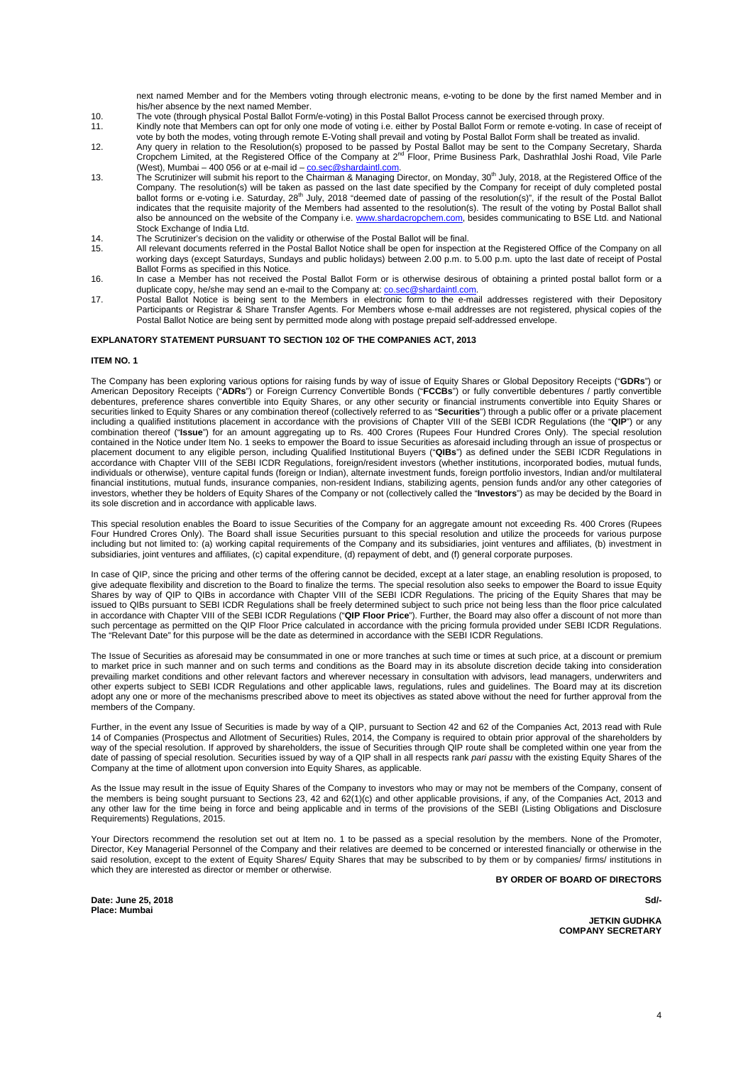next named Member and for the Members voting through electronic means, e-voting to be done by the first named Member and in his/her absence by the next named Member.

10. The vote (through physical Postal Ballot Form/e-voting) in this Postal Ballot Process cannot be exercised through proxy.
11. Kindly note that Members can opt for only one mode of voting i.e. either by Postal Ballot Form or remote e-voting. In case of receipt of vote by both the modes, voting through remote E-Voting shall prevail and voting by Postal Ballot Form shall be treated as invalid.
12. Any query in relation to the Resolution(s) proposed to be passed by Postal Ballot may be sent to the Company Secretary, Sharda Cropchem Limited, at the Registered Office of the Company at 2nd Floor, Prime Business Park, Dashrathlal Joshi Road, Vile Parle (West), Mumbai – 400 056 or at e-mail id – co.sec@shardaintl.com.
13. The Scrutinizer will submit his report to the Chairman & Managing Director, on Monday, 30th July, 2018, at the Registered Office of the Company. The resolution(s) will be taken as passed on the last date specified by the Company for receipt of duly completed postal ballot forms or e-voting i.e. Saturday, 28th July, 2018 "deemed date of passing of the resolution(s)", if the result of the Postal Ballot indicates that the requisite majority of the Members had assented to the resolution(s). The result of the voting by Postal Ballot shall also be announced on the website of the Company i.e. www.shardacropchem.com, besides communicating to BSE Ltd. and National Stock Exchange of India Ltd.
14. The Scrutinizer's decision on the validity or otherwise of the Postal Ballot will be final.
15. All relevant documents referred in the Postal Ballot Notice shall be open for inspection at the Registered Office of the Company on all working days (except Saturdays, Sundays and public holidays) between 2.00 p.m. to 5.00 p.m. upto the last date of receipt of Postal Ballot Forms as specified in this Notice.
16. In case a Member has not received the Postal Ballot Form or is otherwise desirous of obtaining a printed postal ballot form or a duplicate copy, he/she may send an e-mail to the Company at: co.sec@shardaintl.com.
17. Postal Ballot Notice is being sent to the Members in electronic form to the e-mail addresses registered with their Depository Participants or Registrar & Share Transfer Agents. For Members whose e-mail addresses are not registered, physical copies of the Postal Ballot Notice are being sent by permitted mode along with postage prepaid self-addressed envelope.

## EXPLANATORY STATEMENT PURSUANT TO SECTION 102 OF THE COMPANIES ACT, 2013

### ITEM NO. 1

The Company has been exploring various options for raising funds by way of issue of Equity Shares or Global Depository Receipts ("**GDRs**") or American Depository Receipts ("**ADRs**") or Foreign Currency Convertible Bonds ("**FCCBs**") or fully convertible debentures / partly convertible debentures, preference shares convertible into Equity Shares, or any other security or financial instruments convertible into Equity Shares or securities linked to Equity Shares or any combination thereof (collectively referred to as "**Securities**") through a public offer or a private placement including a qualified institutions placement in accordance with the provisions of Chapter VIII of the SEBI ICDR Regulations (the "**QIP**") or any combination thereof ("**Issue**") for an amount aggregating up to Rs. 400 Crores (Rupees Four Hundred Crores Only). The special resolution contained in the Notice under Item No. 1 seeks to empower the Board to issue Securities as aforesaid including through an issue of prospectus or placement document to any eligible person, including Qualified Institutional Buyers ("**QIBs**") as defined under the SEBI ICDR Regulations in accordance with Chapter VIII of the SEBI ICDR Regulations, foreign/resident investors (whether institutions, incorporated bodies, mutual funds, individuals or otherwise), venture capital funds (foreign or Indian), alternate investment funds, foreign portfolio investors, Indian and/or multilateral financial institutions, mutual funds, insurance companies, non-resident Indians, stabilizing agents, pension funds and/or any other categories of investors, whether they be holders of Equity Shares of the Company or not (collectively called the "**Investors**") as may be decided by the Board in its sole discretion and in accordance with applicable laws.

This special resolution enables the Board to issue Securities of the Company for an aggregate amount not exceeding Rs. 400 Crores (Rupees Four Hundred Crores Only). The Board shall issue Securities pursuant to this special resolution and utilize the proceeds for various purpose including but not limited to: (a) working capital requirements of the Company and its subsidiaries, joint ventures and affiliates, (b) investment in subsidiaries, joint ventures and affiliates, (c) capital expenditure, (d) repayment of debt, and (f) general corporate purposes.

In case of QIP, since the pricing and other terms of the offering cannot be decided, except at a later stage, an enabling resolution is proposed, to give adequate flexibility and discretion to the Board to finalize the terms. The special resolution also seeks to empower the Board to issue Equity Shares by way of QIP to QIBs in accordance with Chapter VIII of the SEBI ICDR Regulations. The pricing of the Equity Shares that may be issued to QIBs pursuant to SEBI ICDR Regulations shall be freely determined subject to such price not being less than the floor price calculated in accordance with Chapter VIII of the SEBI ICDR Regulations ("**QIP Floor Price**"). Further, the Board may also offer a discount of not more than such percentage as permitted on the QIP Floor Price calculated in accordance with the pricing formula provided under SEBI ICDR Regulations. The "Relevant Date" for this purpose will be the date as determined in accordance with the SEBI ICDR Regulations.

The Issue of Securities as aforesaid may be consummated in one or more tranches at such time or times at such price, at a discount or premium to market price in such manner and on such terms and conditions as the Board may in its absolute discretion decide taking into consideration prevailing market conditions and other relevant factors and wherever necessary in consultation with advisors, lead managers, underwriters and other experts subject to SEBI ICDR Regulations and other applicable laws, regulations, rules and guidelines. The Board may at its discretion adopt any one or more of the mechanisms prescribed above to meet its objectives as stated above without the need for further approval from the members of the Company.

Further, in the event any Issue of Securities is made by way of a QIP, pursuant to Section 42 and 62 of the Companies Act, 2013 read with Rule 14 of Companies (Prospectus and Allotment of Securities) Rules, 2014, the Company is required to obtain prior approval of the shareholders by way of the special resolution. If approved by shareholders, the issue of Securities through QIP route shall be completed within one year from the date of passing of special resolution. Securities issued by way of a QIP shall in all respects rank *pari passu* with the existing Equity Shares of the Company at the time of allotment upon conversion into Equity Shares, as applicable.

As the Issue may result in the issue of Equity Shares of the Company to investors who may or may not be members of the Company, consent of the members is being sought pursuant to Sections 23, 42 and 62(1)(c) and other applicable provisions, if any, of the Companies Act, 2013 and any other law for the time being in force and being applicable and in terms of the provisions of the SEBI (Listing Obligations and Disclosure Requirements) Regulations, 2015.

Your Directors recommend the resolution set out at Item no. 1 to be passed as a special resolution by the members. None of the Promoter, Director, Key Managerial Personnel of the Company and their relatives are deemed to be concerned or interested financially or otherwise in the said resolution, except to the extent of Equity Shares/ Equity Shares that may be subscribed to by them or by companies/ firms/ institutions in which they are interested as director or member or otherwise.

**BY ORDER OF BOARD OF DIRECTORS**

**Date: June 25, 2018**
**Place: Mumbai**

**Sd/-**

**JETKIN GUDHKA**
**COMPANY SECRETARY**